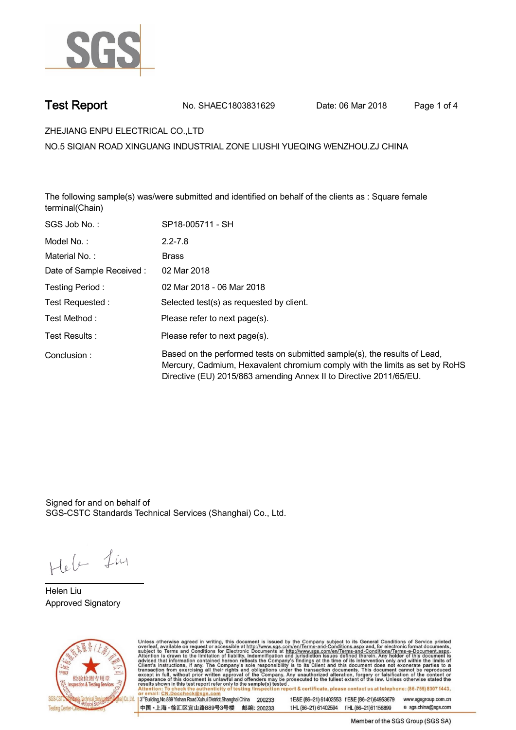# Test Report

No. SHAEC1803831629 Date: 06 Mar 2018

ZHEJIANG ENPU ELECTRICAL CO.,LTD

NO.5 SIQIAN ROAD XINGUANG INDUSTRIAL ZONE LIUSHI YUEQING WENZHOU.ZJ CHINA

The following sample(s) was/were submitted and identified on behalf of the clients as : Square female terminal(Chain)

| | |
|---|---|
| SGS Job No. : | SP18-005711 - SH |
| Model No. : | 2.2-7.8 |
| Material No. : | Brass |
| Date of Sample Received : | 02 Mar 2018 |
| Testing Period : | 02 Mar 2018 - 06 Mar 2018 |
| Test Requested : | Selected test(s) as requested by client. |
| Test Method : | Please refer to next page(s). |
| Test Results : | Please refer to next page(s). |
| Conclusion : | Based on the performed tests on submitted sample(s), the results of Lead, Mercury, Cadmium, Hexavalent chromium comply with the limits as set by RoHS Directive (EU) 2015/863 amending Annex II to Directive 2011/65/EU. |

Signed for and on behalf of
SGS-CSTC Standards Technical Services (Shanghai) Co., Ltd.

Helen Liu
Approved Signatory

Unless otherwise agreed in writing, this document is issued by the Company subject to its General Conditions of Service printed overleaf, available on request or accessible at http://www.sgs.com/en/Terms-and-Conditions.aspx and, for electronic format documents, subject to Terms and Conditions for Electronic Documents at http://www.sgs.com/en/Terms-and-Conditions/Terms-e-Document.aspx. Attention is drawn to the limitation of liability, indemnification and jurisdiction issues defined therein. Any holder of this document is advised that information contained hereon reflects the Company's findings at the time of its intervention only and within the limits of Client's instructions, if any. The Company's sole responsibility is to its Client and this document does not exonerate parties to a transaction from exercising all their rights and obligations under the transaction documents. This document cannot be reproduced except in full, without prior written approval of the Company. Any unauthorized alteration, forgery or falsification of the content or appearance of this document is unlawful and offenders may be prosecuted to the fullest extent of the law. Unless otherwise stated the results shown in this test report refer only to the sample(s) tested.
Attention: To check the authenticity of testing /inspection report & certificate, please contact us at telephone: (86-755) 8307 1443, or email: CN.Doccheck@sgs.com

3rd Building,No.889 Yishan Road Xuhui District,Shanghai China 200233 t E&E (86-21) 61402553 f E&E (86-21)64953679 www.sgsgroup.com.cn
中国・上海・徐汇区宜山路889号3号楼 邮编: 200233 t HL (86-21) 61402594 f HL (86-21)61156899 e sgs.china@sgs.com

Member of the SGS Group (SGS SA)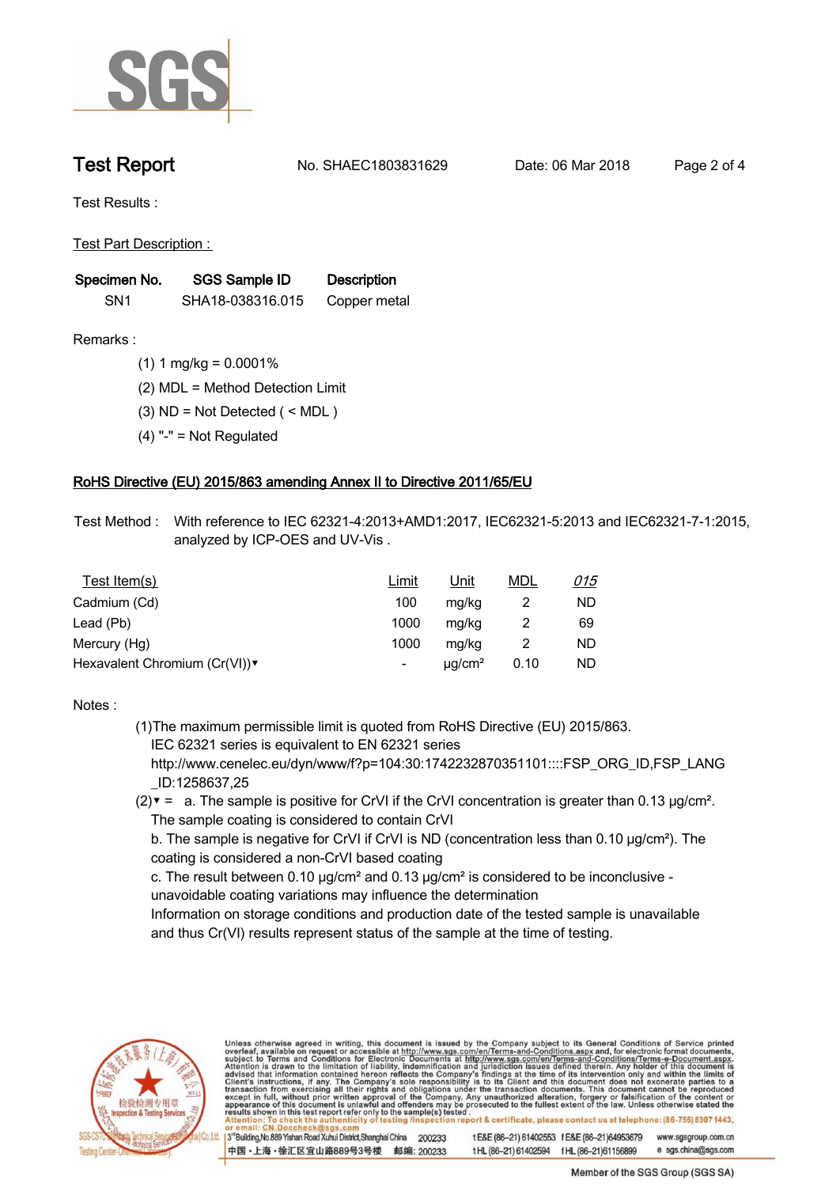# Test Report

No. SHAEC1803831629 Date: 06 Mar 2018

Test Results :

Test Part Description :

| Specimen No. | SGS Sample ID | Description |
|---|---|---|
| SN1 | SHA18-038316.015 | Copper metal |

Remarks :

(1) 1 mg/kg = 0.0001%

(2) MDL = Method Detection Limit

(3) ND = Not Detected ( < MDL )

(4) "-" = Not Regulated

## RoHS Directive (EU) 2015/863 amending Annex II to Directive 2011/65/EU

Test Method : With reference to IEC 62321-4:2013+AMD1:2017, IEC62321-5:2013 and IEC62321-7-1:2015, analyzed by ICP-OES and UV-Vis .

| Test Item(s) | Limit | Unit | MDL | 015 |
|---|---|---|---|---|
| Cadmium (Cd) | 100 | mg/kg | 2 | ND |
| Lead (Pb) | 1000 | mg/kg | 2 | 69 |
| Mercury (Hg) | 1000 | mg/kg | 2 | ND |
| Hexavalent Chromium (Cr(VI))▼ | - | μg/cm² | 0.10 | ND |

Notes :

(1)The maximum permissible limit is quoted from RoHS Directive (EU) 2015/863. IEC 62321 series is equivalent to EN 62321 series http://www.cenelec.eu/dyn/www/f?p=104:30:1742232870351101::::FSP_ORG_ID,FSP_LANG_ID:1258637,25

(2)▼ = a. The sample is positive for CrVI if the CrVI concentration is greater than 0.13 μg/cm². The sample coating is considered to contain CrVI

b. The sample is negative for CrVI if CrVI is ND (concentration less than 0.10 μg/cm²). The coating is considered a non-CrVI based coating

c. The result between 0.10 μg/cm² and 0.13 μg/cm² is considered to be inconclusive - unavoidable coating variations may influence the determination

Information on storage conditions and production date of the tested sample is unavailable and thus Cr(VI) results represent status of the sample at the time of testing.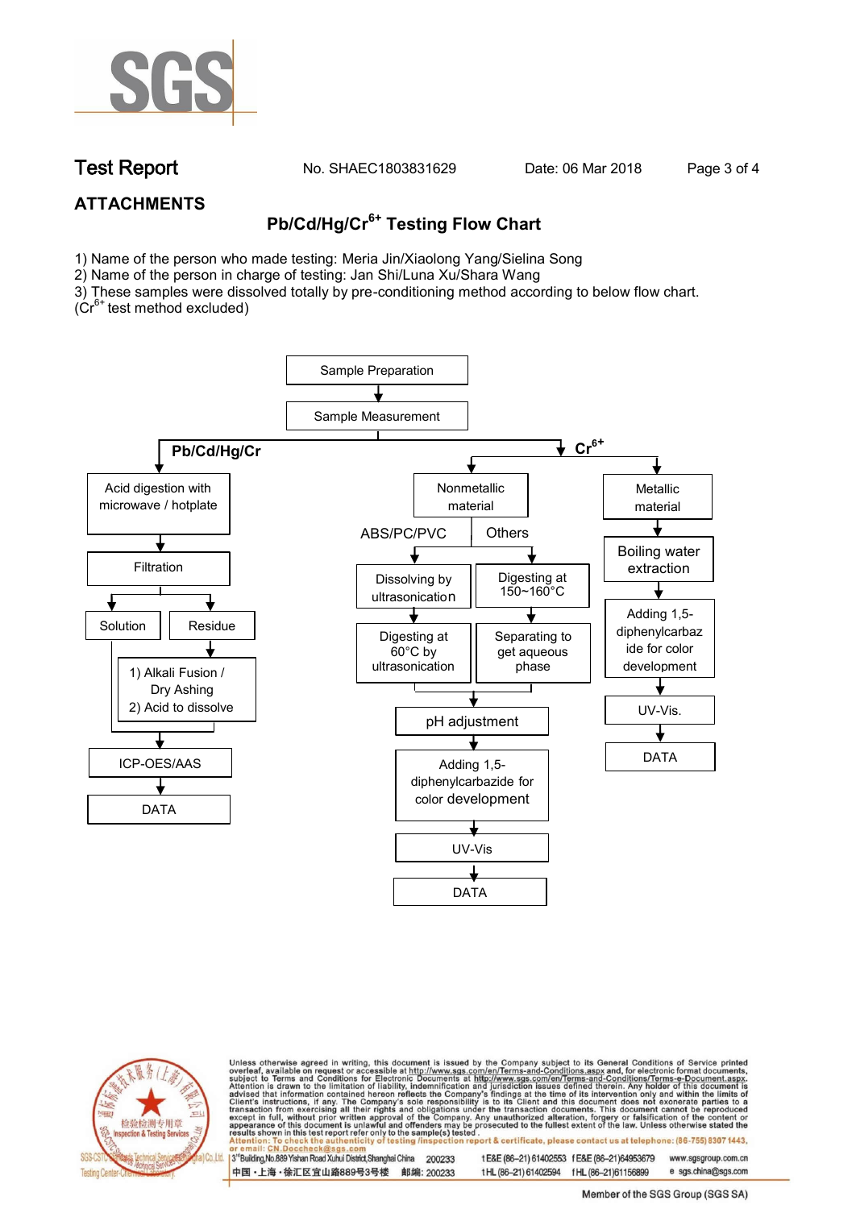## ATTACHMENTS

### Pb/Cd/Hg/$Cr^{6+}$ Testing Flow Chart

1) Name of the person who made testing: Meria Jin/Xiaolong Yang/Sielina Song
2) Name of the person in charge of testing: Jan Shi/Luna Xu/Shara Wang
3) These samples were dissolved totally by pre-conditioning method according to below flow chart. ($Cr^{6+}$ test method excluded)

Sample Preparation → Sample Measurement

**Pb/Cd/Hg/Cr**

- Acid digestion with microwave / hotplate → Filtration
  - Solution → ICP-OES/AAS → DATA
  - Residue → 1) Alkali Fusion / Dry Ashing 2) Acid to dissolve → ICP-OES/AAS → DATA

**$Cr^{6+}$**

- Nonmetallic material
  - ABS/PC/PVC → Dissolving by ultrasonication → Digesting at 60°C by ultrasonication
  - Others → Digesting at 150~160°C → Separating to get aqueous phase
  - → pH adjustment → Adding 1,5-diphenylcarbazide for color development → UV-Vis → DATA
- Metallic material → Boiling water extraction → Adding 1,5-diphenylcarbazide for color development → UV-Vis. → DATA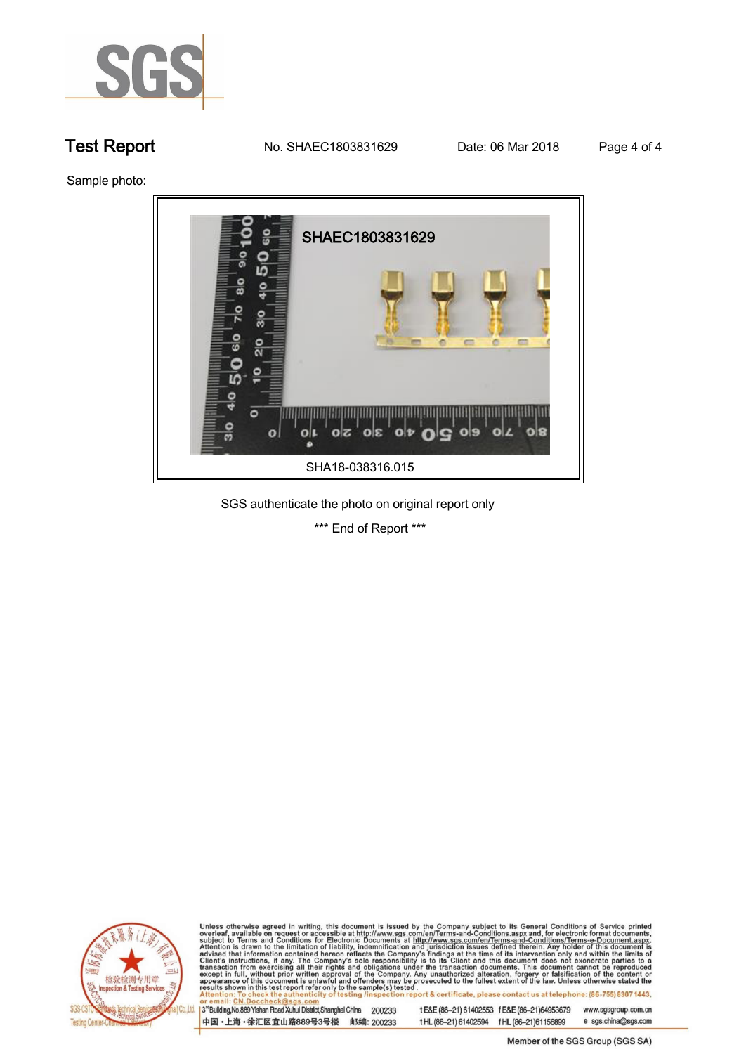Sample photo:

SHAEC1803831629

SHA18-038316.015

SGS authenticate the photo on original report only

*** End of Report ***

Unless otherwise agreed in writing, this document is issued by the Company subject to its General Conditions of Service printed overleaf, available on request or accessible at http://www.sgs.com/en/Terms-and-Conditions.aspx and, for electronic format documents, subject to Terms and Conditions for Electronic Documents at http://www.sgs.com/en/Terms-and-Conditions/Terms-e-Document.aspx. Attention is drawn to the limitation of liability, indemnification and jurisdiction issues defined therein. Any holder of this document is advised that information contained hereon reflects the Company's findings at the time of its intervention only and within the limits of Client's instructions, if any. The Company's sole responsibility is to its Client and this document does not exonerate parties to a transaction from exercising all their rights and obligations under the transaction documents. This document cannot be reproduced except in full, without prior written approval of the Company. Any unauthorized alteration, forgery or falsification of the content or appearance of this document is unlawful and offenders may be prosecuted to the fullest extent of the law. Unless otherwise stated the results shown in this test report refer only to the sample(s) tested.

Attention: To check the authenticity of testing /inspection report & certificate, please contact us at telephone: (86-755) 8307 1443, or email: CN.Doccheck@sgs.com

3rd Building,No.889 Yishan Road Xuhui District,Shanghai China 200233 t E&E (86–21) 61402553 f E&E (86–21)64953679 www.sgsgroup.com.cn

中国・上海・徐汇区宜山路889号3号楼 邮编: 200233 t HL (86–21) 61402594 f HL (86–21)61156899 e sgs.china@sgs.com

Member of the SGS Group (SGS SA)